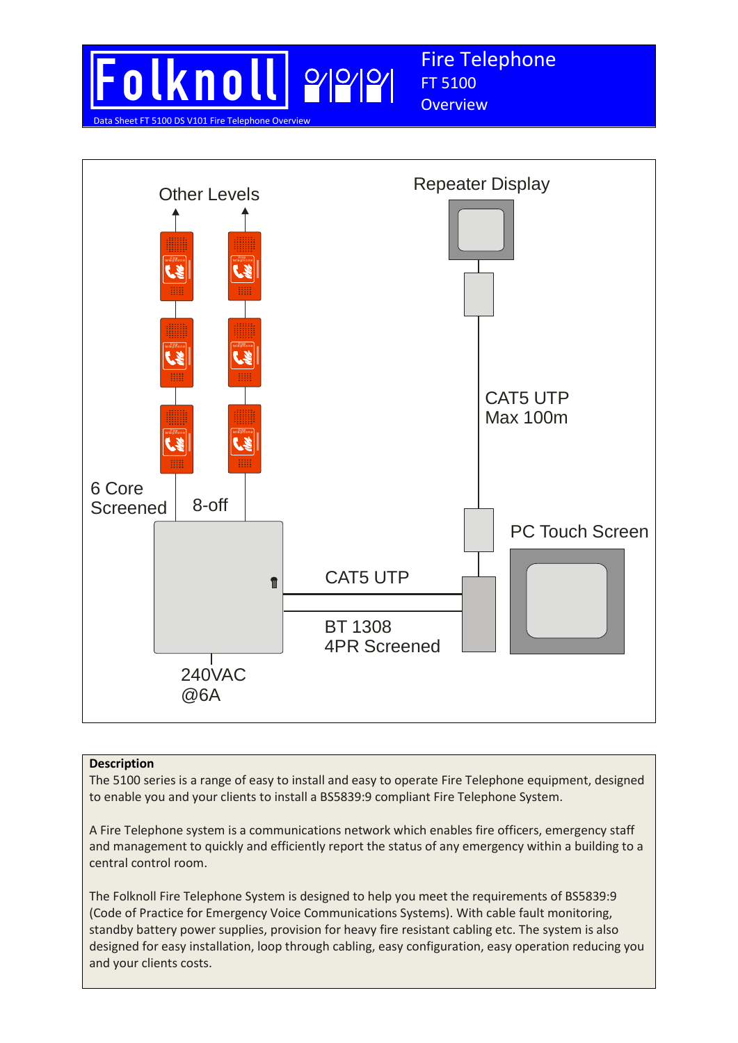# Folknoll

## Fire Telephone
FT 5100
Overview

Data Sheet FT 5100 DS V101 Fire Telephone Overview

Other Levels

Repeater Display

CAT5 UTP
Max 100m

6 Core
Screened

8-off

PC Touch Screen

CAT5 UTP

BT 1308
4PR Screened

240VAC
@6A

**Description**

The 5100 series is a range of easy to install and easy to operate Fire Telephone equipment, designed to enable you and your clients to install a BS5839:9 compliant Fire Telephone System.

A Fire Telephone system is a communications network which enables fire officers, emergency staff and management to quickly and efficiently report the status of any emergency within a building to a central control room.

The Folknoll Fire Telephone System is designed to help you meet the requirements of BS5839:9 (Code of Practice for Emergency Voice Communications Systems). With cable fault monitoring, standby battery power supplies, provision for heavy fire resistant cabling etc. The system is also designed for easy installation, loop through cabling, easy configuration, easy operation reducing you and your clients costs.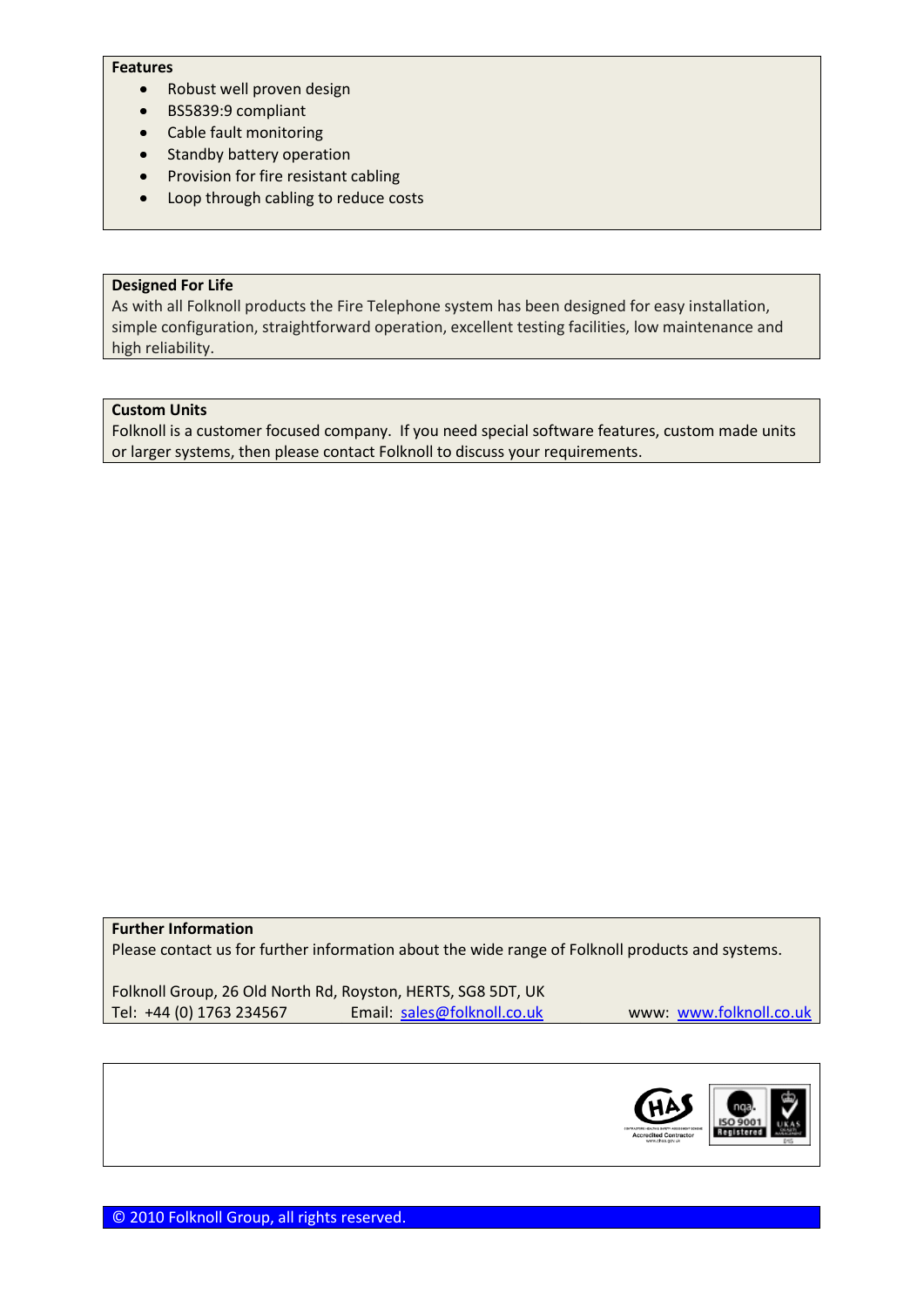**Features**

- Robust well proven design
- BS5839:9 compliant
- Cable fault monitoring
- Standby battery operation
- Provision for fire resistant cabling
- Loop through cabling to reduce costs

**Designed For Life**

As with all Folknoll products the Fire Telephone system has been designed for easy installation, simple configuration, straightforward operation, excellent testing facilities, low maintenance and high reliability.

**Custom Units**

Folknoll is a customer focused company. If you need special software features, custom made units or larger systems, then please contact Folknoll to discuss your requirements.

**Further Information**

Please contact us for further information about the wide range of Folknoll products and systems.

Folknoll Group, 26 Old North Rd, Royston, HERTS, SG8 5DT, UK

Tel: +44 (0) 1763 234567 Email: sales@folknoll.co.uk www: www.folknoll.co.uk

© 2010 Folknoll Group, all rights reserved.